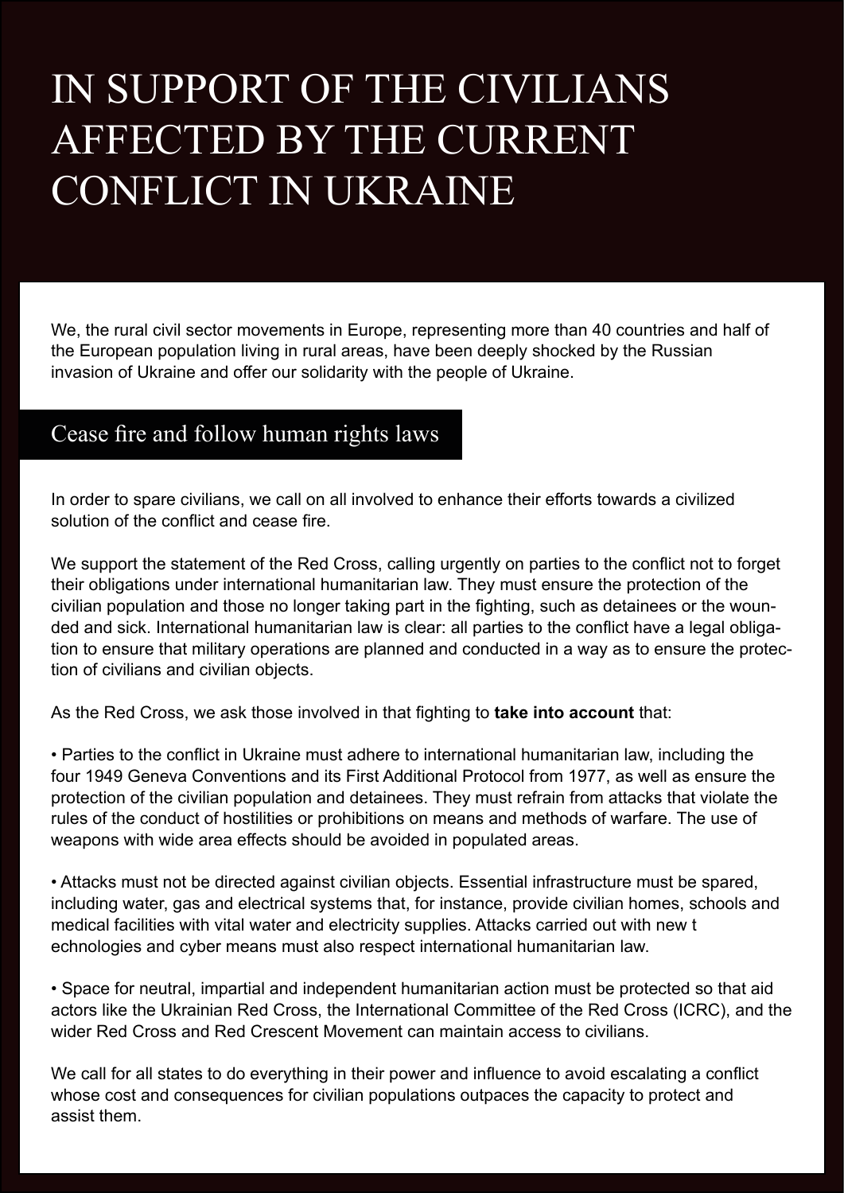# IN SUPPORT OF THE CIVILIANS AFFECTED BY THE CURRENT CONFLICT IN UKRAINE

We, the rural civil sector movements in Europe, representing more than 40 countries and half of the European population living in rural areas, have been deeply shocked by the Russian invasion of Ukraine and offer our solidarity with the people of Ukraine.

## Cease fire and follow human rights laws

In order to spare civilians, we call on all involved to enhance their efforts towards a civilized solution of the conflict and cease fire.

We support the statement of the Red Cross, calling urgently on parties to the conflict not to forget their obligations under international humanitarian law. They must ensure the protection of the civilian population and those no longer taking part in the fighting, such as detainees or the wounded and sick. International humanitarian law is clear: all parties to the conflict have a legal obligation to ensure that military operations are planned and conducted in a way as to ensure the protection of civilians and civilian objects.

As the Red Cross, we ask those involved in that fighting to **take into account** that:

- Parties to the conflict in Ukraine must adhere to international humanitarian law, including the four 1949 Geneva Conventions and its First Additional Protocol from 1977, as well as ensure the protection of the civilian population and detainees. They must refrain from attacks that violate the rules of the conduct of hostilities or prohibitions on means and methods of warfare. The use of weapons with wide area effects should be avoided in populated areas.

- Attacks must not be directed against civilian objects. Essential infrastructure must be spared, including water, gas and electrical systems that, for instance, provide civilian homes, schools and medical facilities with vital water and electricity supplies. Attacks carried out with new t echnologies and cyber means must also respect international humanitarian law.

- Space for neutral, impartial and independent humanitarian action must be protected so that aid actors like the Ukrainian Red Cross, the International Committee of the Red Cross (ICRC), and the wider Red Cross and Red Crescent Movement can maintain access to civilians.

We call for all states to do everything in their power and influence to avoid escalating a conflict whose cost and consequences for civilian populations outpaces the capacity to protect and assist them.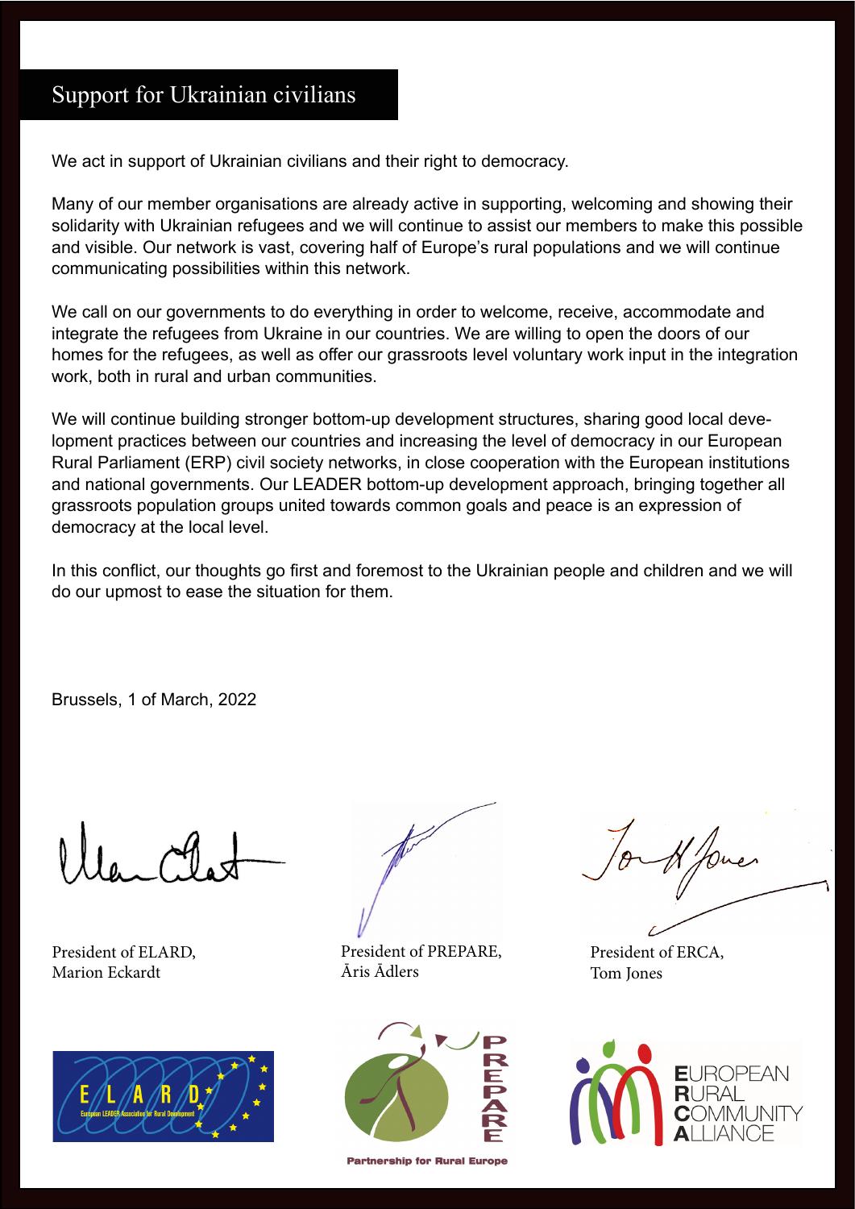## Support for Ukrainian civilians

We act in support of Ukrainian civilians and their right to democracy.

Many of our member organisations are already active in supporting, welcoming and showing their solidarity with Ukrainian refugees and we will continue to assist our members to make this possible and visible. Our network is vast, covering half of Europe's rural populations and we will continue communicating possibilities within this network.

We call on our governments to do everything in order to welcome, receive, accommodate and integrate the refugees from Ukraine in our countries. We are willing to open the doors of our homes for the refugees, as well as offer our grassroots level voluntary work input in the integration work, both in rural and urban communities.

We will continue building stronger bottom-up development structures, sharing good local development practices between our countries and increasing the level of democracy in our European Rural Parliament (ERP) civil society networks, in close cooperation with the European institutions and national governments. Our LEADER bottom-up development approach, bringing together all grassroots population groups united towards common goals and peace is an expression of democracy at the local level.

In this conflict, our thoughts go first and foremost to the Ukrainian people and children and we will do our upmost to ease the situation for them.

Brussels, 1 of March, 2022

President of ELARD,
Marion Eckardt

President of PREPARE,
Āris Ādlers

President of ERCA,
Tom Jones

ELARD – European LEADER Association for Rural Development

PREPARE – Partnership for Rural Europe

EUROPEAN RURAL COMMUNITY ALLIANCE